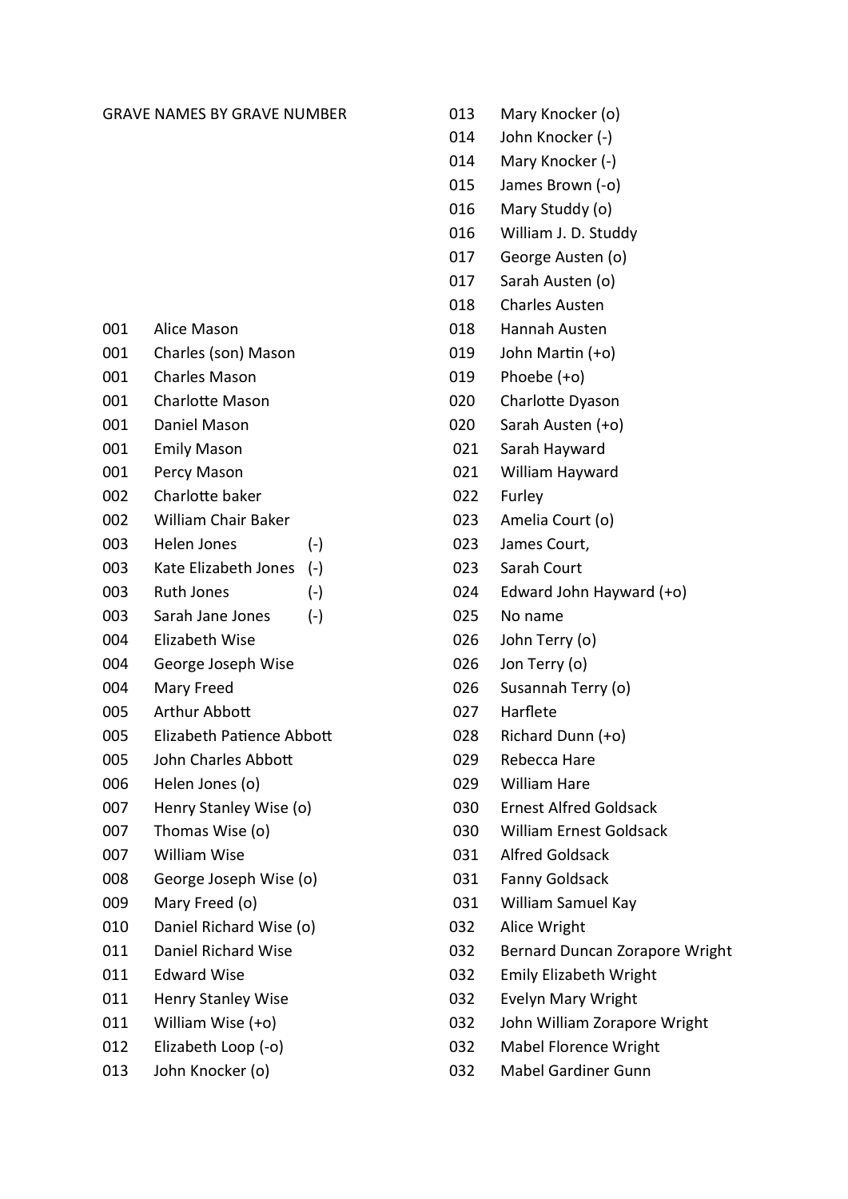# GRAVE NAMES BY GRAVE NUMBER

| Grave | Name | |
|---|---|---|
| 001 | Alice Mason | |
| 001 | Charles (son) Mason | |
| 001 | Charles Mason | |
| 001 | Charlotte Mason | |
| 001 | Daniel Mason | |
| 001 | Emily Mason | |
| 001 | Percy Mason | |
| 002 | Charlotte baker | |
| 002 | William Chair Baker | |
| 003 | Helen Jones | (-) |
| 003 | Kate Elizabeth Jones | (-) |
| 003 | Ruth Jones | (-) |
| 003 | Sarah Jane Jones | (-) |
| 004 | Elizabeth Wise | |
| 004 | George Joseph Wise | |
| 004 | Mary Freed | |
| 005 | Arthur Abbott | |
| 005 | Elizabeth Patience Abbott | |
| 005 | John Charles Abbott | |
| 006 | Helen Jones (o) | |
| 007 | Henry Stanley Wise (o) | |
| 007 | Thomas Wise (o) | |
| 007 | William Wise | |
| 008 | George Joseph Wise (o) | |
| 009 | Mary Freed (o) | |
| 010 | Daniel Richard Wise (o) | |
| 011 | Daniel Richard Wise | |
| 011 | Edward Wise | |
| 011 | Henry Stanley Wise | |
| 011 | William Wise (+o) | |
| 012 | Elizabeth Loop (-o) | |
| 013 | John Knocker (o) | |
| 013 | Mary Knocker (o) | |
| 014 | John Knocker (-) | |
| 014 | Mary Knocker (-) | |
| 015 | James Brown (-o) | |
| 016 | Mary Studdy (o) | |
| 016 | William J. D. Studdy | |
| 017 | George Austen (o) | |
| 017 | Sarah Austen (o) | |
| 018 | Charles Austen | |
| 018 | Hannah Austen | |
| 019 | John Martin (+o) | |
| 019 | Phoebe (+o) | |
| 020 | Charlotte Dyason | |
| 020 | Sarah Austen (+o) | |
| 021 | Sarah Hayward | |
| 021 | William Hayward | |
| 022 | Furley | |
| 023 | Amelia Court (o) | |
| 023 | James Court, | |
| 023 | Sarah Court | |
| 024 | Edward John Hayward (+o) | |
| 025 | No name | |
| 026 | John Terry (o) | |
| 026 | Jon Terry (o) | |
| 026 | Susannah Terry (o) | |
| 027 | Harflete | |
| 028 | Richard Dunn (+o) | |
| 029 | Rebecca Hare | |
| 029 | William Hare | |
| 030 | Ernest Alfred Goldsack | |
| 030 | William Ernest Goldsack | |
| 031 | Alfred Goldsack | |
| 031 | Fanny Goldsack | |
| 031 | William Samuel Kay | |
| 032 | Alice Wright | |
| 032 | Bernard Duncan Zorapore Wright | |
| 032 | Emily Elizabeth Wright | |
| 032 | Evelyn Mary Wright | |
| 032 | John William Zorapore Wright | |
| 032 | Mabel Florence Wright | |
| 032 | Mabel Gardiner Gunn | |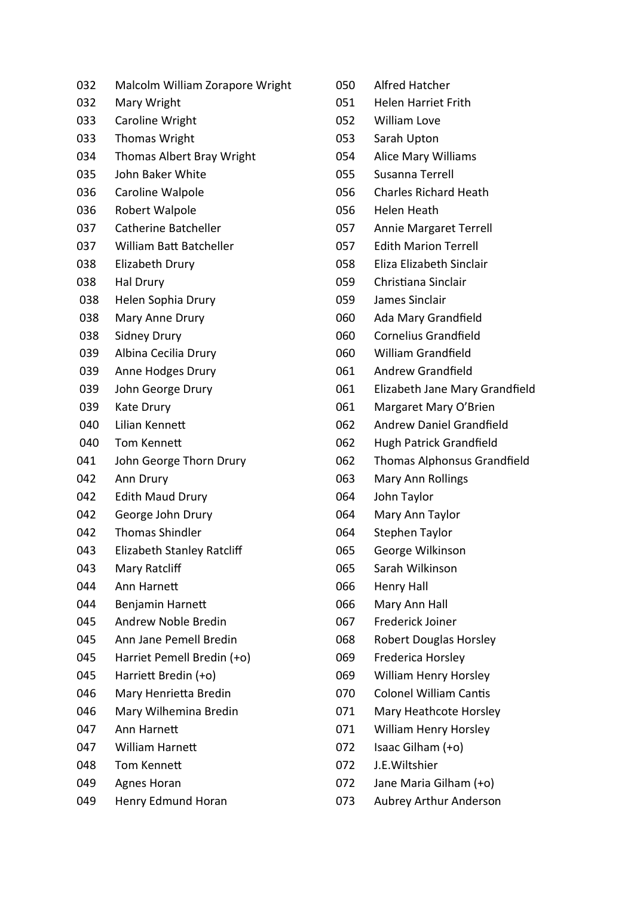032 Malcolm William Zorapore Wright
032 Mary Wright
033 Caroline Wright
033 Thomas Wright
034 Thomas Albert Bray Wright
035 John Baker White
036 Caroline Walpole
036 Robert Walpole
037 Catherine Batcheller
037 William Batt Batcheller
038 Elizabeth Drury
038 Hal Drury
038 Helen Sophia Drury
038 Mary Anne Drury
038 Sidney Drury
039 Albina Cecilia Drury
039 Anne Hodges Drury
039 John George Drury
039 Kate Drury
040 Lilian Kennett
040 Tom Kennett
041 John George Thorn Drury
042 Ann Drury
042 Edith Maud Drury
042 George John Drury
042 Thomas Shindler
043 Elizabeth Stanley Ratcliff
043 Mary Ratcliff
044 Ann Harnett
044 Benjamin Harnett
045 Andrew Noble Bredin
045 Ann Jane Pemell Bredin
045 Harriet Pemell Bredin (+o)
045 Harriett Bredin (+o)
046 Mary Henrietta Bredin
046 Mary Wilhemina Bredin
047 Ann Harnett
047 William Harnett
048 Tom Kennett
049 Agnes Horan
049 Henry Edmund Horan
050 Alfred Hatcher
051 Helen Harriet Frith
052 William Love
053 Sarah Upton
054 Alice Mary Williams
055 Susanna Terrell
056 Charles Richard Heath
056 Helen Heath
057 Annie Margaret Terrell
057 Edith Marion Terrell
058 Eliza Elizabeth Sinclair
059 Christiana Sinclair
059 James Sinclair
060 Ada Mary Grandfield
060 Cornelius Grandfield
060 William Grandfield
061 Andrew Grandfield
061 Elizabeth Jane Mary Grandfield
061 Margaret Mary O'Brien
062 Andrew Daniel Grandfield
062 Hugh Patrick Grandfield
062 Thomas Alphonsus Grandfield
063 Mary Ann Rollings
064 John Taylor
064 Mary Ann Taylor
064 Stephen Taylor
065 George Wilkinson
065 Sarah Wilkinson
066 Henry Hall
066 Mary Ann Hall
067 Frederick Joiner
068 Robert Douglas Horsley
069 Frederica Horsley
069 William Henry Horsley
070 Colonel William Cantis
071 Mary Heathcote Horsley
071 William Henry Horsley
072 Isaac Gilham (+o)
072 J.E.Wiltshier
072 Jane Maria Gilham (+o)
073 Aubrey Arthur Anderson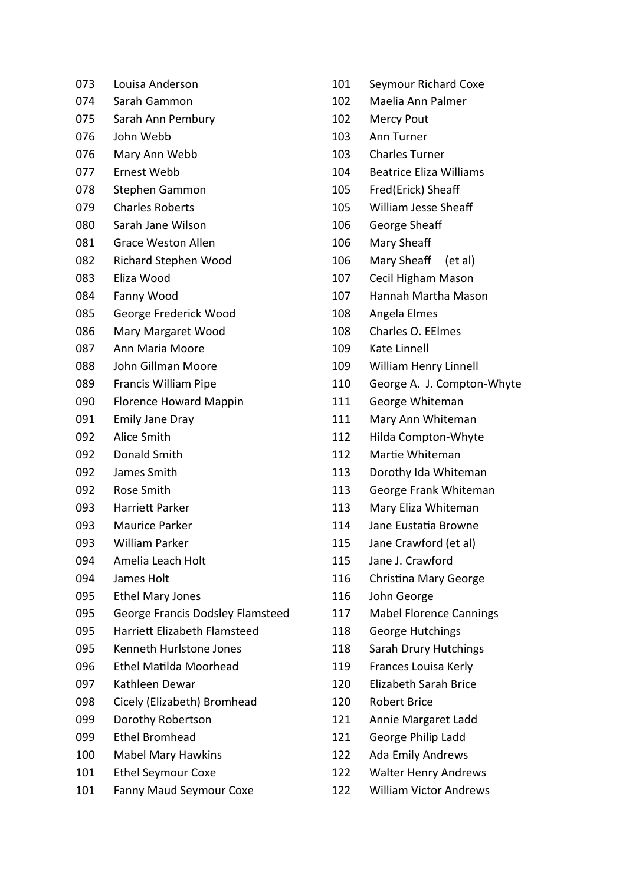073 Louisa Anderson
074 Sarah Gammon
075 Sarah Ann Pembury
076 John Webb
076 Mary Ann Webb
077 Ernest Webb
078 Stephen Gammon
079 Charles Roberts
080 Sarah Jane Wilson
081 Grace Weston Allen
082 Richard Stephen Wood
083 Eliza Wood
084 Fanny Wood
085 George Frederick Wood
086 Mary Margaret Wood
087 Ann Maria Moore
088 John Gillman Moore
089 Francis William Pipe
090 Florence Howard Mappin
091 Emily Jane Dray
092 Alice Smith
092 Donald Smith
092 James Smith
092 Rose Smith
093 Harriett Parker
093 Maurice Parker
093 William Parker
094 Amelia Leach Holt
094 James Holt
095 Ethel Mary Jones
095 George Francis Dodsley Flamsteed
095 Harriett Elizabeth Flamsteed
095 Kenneth Hurlstone Jones
096 Ethel Matilda Moorhead
097 Kathleen Dewar
098 Cicely (Elizabeth) Bromhead
099 Dorothy Robertson
099 Ethel Bromhead
100 Mabel Mary Hawkins
101 Ethel Seymour Coxe
101 Fanny Maud Seymour Coxe
101 Seymour Richard Coxe
102 Maelia Ann Palmer
102 Mercy Pout
103 Ann Turner
103 Charles Turner
104 Beatrice Eliza Williams
105 Fred(Erick) Sheaff
105 William Jesse Sheaff
106 George Sheaff
106 Mary Sheaff
106 Mary Sheaff (et al)
107 Cecil Higham Mason
107 Hannah Martha Mason
108 Angela Elmes
108 Charles O. EElmes
109 Kate Linnell
109 William Henry Linnell
110 George A. J. Compton-Whyte
111 George Whiteman
111 Mary Ann Whiteman
112 Hilda Compton-Whyte
112 Martie Whiteman
113 Dorothy Ida Whiteman
113 George Frank Whiteman
113 Mary Eliza Whiteman
114 Jane Eustatia Browne
115 Jane Crawford (et al)
115 Jane J. Crawford
116 Christina Mary George
116 John George
117 Mabel Florence Cannings
118 George Hutchings
118 Sarah Drury Hutchings
119 Frances Louisa Kerly
120 Elizabeth Sarah Brice
120 Robert Brice
121 Annie Margaret Ladd
121 George Philip Ladd
122 Ada Emily Andrews
122 Walter Henry Andrews
122 William Victor Andrews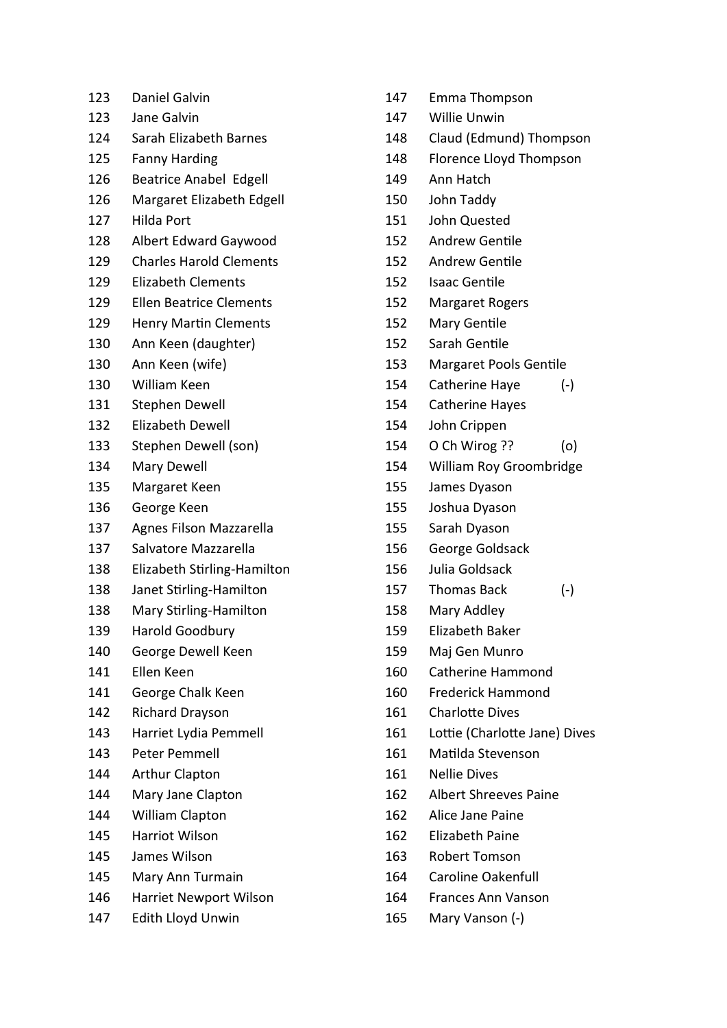| | |
|---|---|
| 123 | Daniel Galvin |
| 123 | Jane Galvin |
| 124 | Sarah Elizabeth Barnes |
| 125 | Fanny Harding |
| 126 | Beatrice Anabel Edgell |
| 126 | Margaret Elizabeth Edgell |
| 127 | Hilda Port |
| 128 | Albert Edward Gaywood |
| 129 | Charles Harold Clements |
| 129 | Elizabeth Clements |
| 129 | Ellen Beatrice Clements |
| 129 | Henry Martin Clements |
| 130 | Ann Keen (daughter) |
| 130 | Ann Keen (wife) |
| 130 | William Keen |
| 131 | Stephen Dewell |
| 132 | Elizabeth Dewell |
| 133 | Stephen Dewell (son) |
| 134 | Mary Dewell |
| 135 | Margaret Keen |
| 136 | George Keen |
| 137 | Agnes Filson Mazzarella |
| 137 | Salvatore Mazzarella |
| 138 | Elizabeth Stirling-Hamilton |
| 138 | Janet Stirling-Hamilton |
| 138 | Mary Stirling-Hamilton |
| 139 | Harold Goodbury |
| 140 | George Dewell Keen |
| 141 | Ellen Keen |
| 141 | George Chalk Keen |
| 142 | Richard Drayson |
| 143 | Harriet Lydia Pemmell |
| 143 | Peter Pemmell |
| 144 | Arthur Clapton |
| 144 | Mary Jane Clapton |
| 144 | William Clapton |
| 145 | Harriot Wilson |
| 145 | James Wilson |
| 145 | Mary Ann Turmain |
| 146 | Harriet Newport Wilson |
| 147 | Edith Lloyd Unwin |
| 147 | Emma Thompson |
| 147 | Willie Unwin |
| 148 | Claud (Edmund) Thompson |
| 148 | Florence Lloyd Thompson |
| 149 | Ann Hatch |
| 150 | John Taddy |
| 151 | John Quested |
| 152 | Andrew Gentile |
| 152 | Andrew Gentile |
| 152 | Isaac Gentile |
| 152 | Margaret Rogers |
| 152 | Mary Gentile |
| 152 | Sarah Gentile |
| 153 | Margaret Pools Gentile |
| 154 | Catherine Haye (-) |
| 154 | Catherine Hayes |
| 154 | John Crippen |
| 154 | O Ch Wirog ?? (o) |
| 154 | William Roy Groombridge |
| 155 | James Dyason |
| 155 | Joshua Dyason |
| 155 | Sarah Dyason |
| 156 | George Goldsack |
| 156 | Julia Goldsack |
| 157 | Thomas Back (-) |
| 158 | Mary Addley |
| 159 | Elizabeth Baker |
| 159 | Maj Gen Munro |
| 160 | Catherine Hammond |
| 160 | Frederick Hammond |
| 161 | Charlotte Dives |
| 161 | Lottie (Charlotte Jane) Dives |
| 161 | Matilda Stevenson |
| 161 | Nellie Dives |
| 162 | Albert Shreeves Paine |
| 162 | Alice Jane Paine |
| 162 | Elizabeth Paine |
| 163 | Robert Tomson |
| 164 | Caroline Oakenfull |
| 164 | Frances Ann Vanson |
| 165 | Mary Vanson (-) |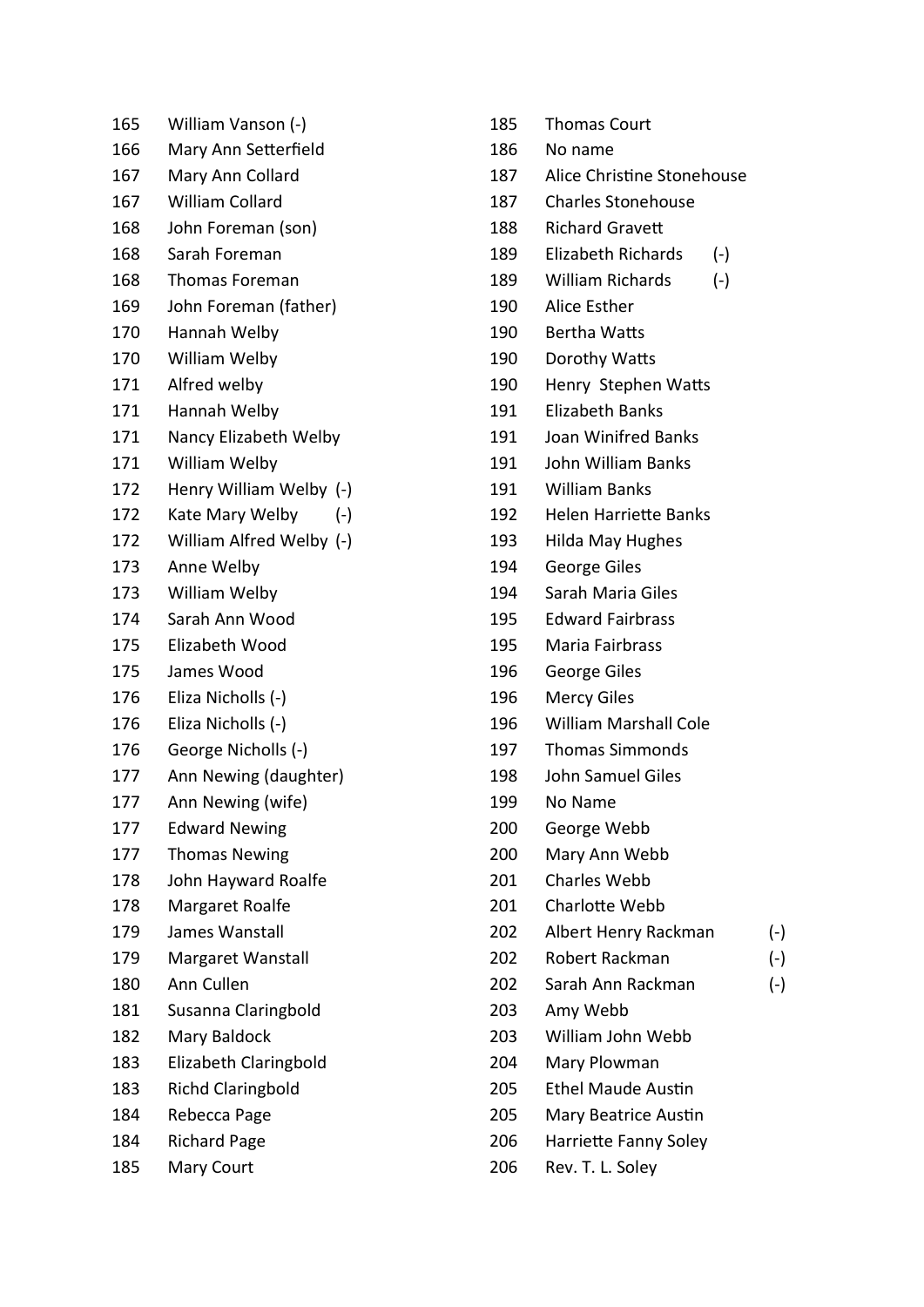| | |
|---|---|
| 165 | William Vanson (-) |
| 166 | Mary Ann Setterfield |
| 167 | Mary Ann Collard |
| 167 | William Collard |
| 168 | John Foreman (son) |
| 168 | Sarah Foreman |
| 168 | Thomas Foreman |
| 169 | John Foreman (father) |
| 170 | Hannah Welby |
| 170 | William Welby |
| 171 | Alfred welby |
| 171 | Hannah Welby |
| 171 | Nancy Elizabeth Welby |
| 171 | William Welby |
| 172 | Henry William Welby (-) |
| 172 | Kate Mary Welby (-) |
| 172 | William Alfred Welby (-) |
| 173 | Anne Welby |
| 173 | William Welby |
| 174 | Sarah Ann Wood |
| 175 | Elizabeth Wood |
| 175 | James Wood |
| 176 | Eliza Nicholls (-) |
| 176 | Eliza Nicholls (-) |
| 176 | George Nicholls (-) |
| 177 | Ann Newing (daughter) |
| 177 | Ann Newing (wife) |
| 177 | Edward Newing |
| 177 | Thomas Newing |
| 178 | John Hayward Roalfe |
| 178 | Margaret Roalfe |
| 179 | James Wanstall |
| 179 | Margaret Wanstall |
| 180 | Ann Cullen |
| 181 | Susanna Claringbold |
| 182 | Mary Baldock |
| 183 | Elizabeth Claringbold |
| 183 | Richd Claringbold |
| 184 | Rebecca Page |
| 184 | Richard Page |
| 185 | Mary Court |
| 185 | Thomas Court |
| 186 | No name |
| 187 | Alice Christine Stonehouse |
| 187 | Charles Stonehouse |
| 188 | Richard Gravett |
| 189 | Elizabeth Richards (-) |
| 189 | William Richards (-) |
| 190 | Alice Esther |
| 190 | Bertha Watts |
| 190 | Dorothy Watts |
| 190 | Henry Stephen Watts |
| 191 | Elizabeth Banks |
| 191 | Joan Winifred Banks |
| 191 | John William Banks |
| 191 | William Banks |
| 192 | Helen Harriette Banks |
| 193 | Hilda May Hughes |
| 194 | George Giles |
| 194 | Sarah Maria Giles |
| 195 | Edward Fairbrass |
| 195 | Maria Fairbrass |
| 196 | George Giles |
| 196 | Mercy Giles |
| 196 | William Marshall Cole |
| 197 | Thomas Simmonds |
| 198 | John Samuel Giles |
| 199 | No Name |
| 200 | George Webb |
| 200 | Mary Ann Webb |
| 201 | Charles Webb |
| 201 | Charlotte Webb |
| 202 | Albert Henry Rackman (-) |
| 202 | Robert Rackman (-) |
| 202 | Sarah Ann Rackman (-) |
| 203 | Amy Webb |
| 203 | William John Webb |
| 204 | Mary Plowman |
| 205 | Ethel Maude Austin |
| 205 | Mary Beatrice Austin |
| 206 | Harriette Fanny Soley |
| 206 | Rev. T. L. Soley |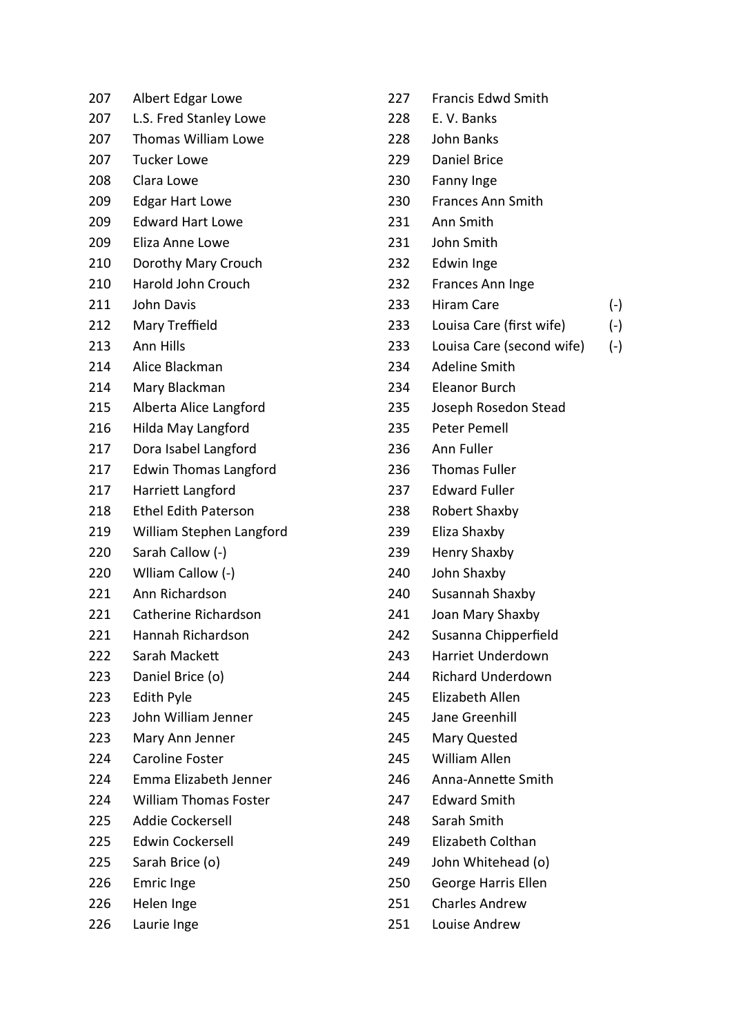207 Albert Edgar Lowe
207 L.S. Fred Stanley Lowe
207 Thomas William Lowe
207 Tucker Lowe
208 Clara Lowe
209 Edgar Hart Lowe
209 Edward Hart Lowe
209 Eliza Anne Lowe
210 Dorothy Mary Crouch
210 Harold John Crouch
211 John Davis
212 Mary Treffield
213 Ann Hills
214 Alice Blackman
214 Mary Blackman
215 Alberta Alice Langford
216 Hilda May Langford
217 Dora Isabel Langford
217 Edwin Thomas Langford
217 Harriett Langford
218 Ethel Edith Paterson
219 William Stephen Langford
220 Sarah Callow (-)
220 Wlliam Callow (-)
221 Ann Richardson
221 Catherine Richardson
221 Hannah Richardson
222 Sarah Mackett
223 Daniel Brice (o)
223 Edith Pyle
223 John William Jenner
223 Mary Ann Jenner
224 Caroline Foster
224 Emma Elizabeth Jenner
224 William Thomas Foster
225 Addie Cockersell
225 Edwin Cockersell
225 Sarah Brice (o)
226 Emric Inge
226 Helen Inge
226 Laurie Inge
227 Francis Edwd Smith
228 E. V. Banks
228 John Banks
229 Daniel Brice
230 Fanny Inge
230 Frances Ann Smith
231 Ann Smith
231 John Smith
232 Edwin Inge
232 Frances Ann Inge
233 Hiram Care (-)
233 Louisa Care (first wife) (-)
233 Louisa Care (second wife) (-)
234 Adeline Smith
234 Eleanor Burch
235 Joseph Rosedon Stead
235 Peter Pemell
236 Ann Fuller
236 Thomas Fuller
237 Edward Fuller
238 Robert Shaxby
239 Eliza Shaxby
239 Henry Shaxby
240 John Shaxby
240 Susannah Shaxby
241 Joan Mary Shaxby
242 Susanna Chipperfield
243 Harriet Underdown
244 Richard Underdown
245 Elizabeth Allen
245 Jane Greenhill
245 Mary Quested
245 William Allen
246 Anna-Annette Smith
247 Edward Smith
248 Sarah Smith
249 Elizabeth Colthan
249 John Whitehead (o)
250 George Harris Ellen
251 Charles Andrew
251 Louise Andrew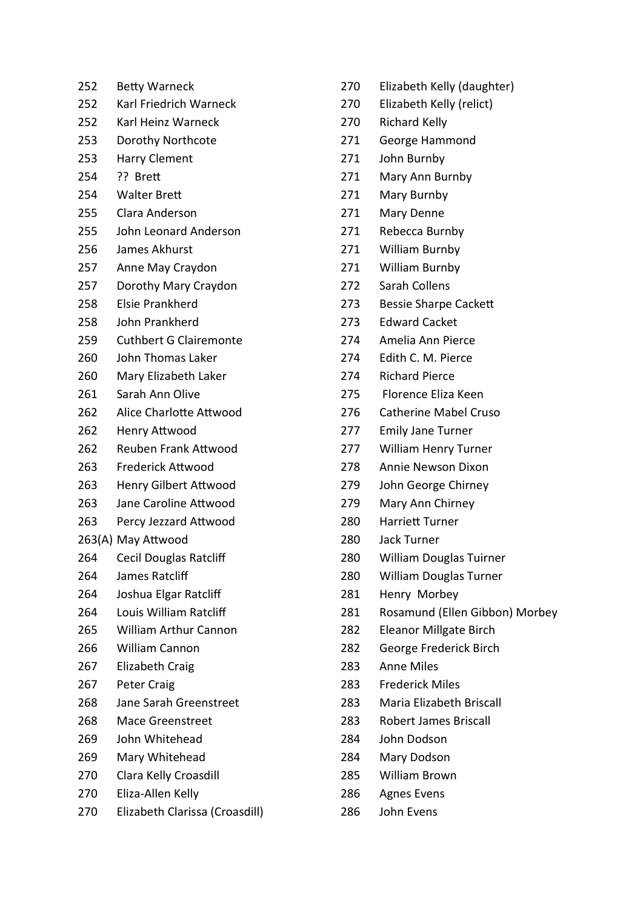| | |
|---|---|
| 252 | Betty Warneck |
| 252 | Karl Friedrich Warneck |
| 252 | Karl Heinz Warneck |
| 253 | Dorothy Northcote |
| 253 | Harry Clement |
| 254 | ?? Brett |
| 254 | Walter Brett |
| 255 | Clara Anderson |
| 255 | John Leonard Anderson |
| 256 | James Akhurst |
| 257 | Anne May Craydon |
| 257 | Dorothy Mary Craydon |
| 258 | Elsie Prankherd |
| 258 | John Prankherd |
| 259 | Cuthbert G Clairemonte |
| 260 | John Thomas Laker |
| 260 | Mary Elizabeth Laker |
| 261 | Sarah Ann Olive |
| 262 | Alice Charlotte Attwood |
| 262 | Henry Attwood |
| 262 | Reuben Frank Attwood |
| 263 | Frederick Attwood |
| 263 | Henry Gilbert Attwood |
| 263 | Jane Caroline Attwood |
| 263 | Percy Jezzard Attwood |
| 263(A) | May Attwood |
| 264 | Cecil Douglas Ratcliff |
| 264 | James Ratcliff |
| 264 | Joshua Elgar Ratcliff |
| 264 | Louis William Ratcliff |
| 265 | William Arthur Cannon |
| 266 | William Cannon |
| 267 | Elizabeth Craig |
| 267 | Peter Craig |
| 268 | Jane Sarah Greenstreet |
| 268 | Mace Greenstreet |
| 269 | John Whitehead |
| 269 | Mary Whitehead |
| 270 | Clara Kelly Croasdill |
| 270 | Eliza-Allen Kelly |
| 270 | Elizabeth Clarissa (Croasdill) |
| 270 | Elizabeth Kelly (daughter) |
| 270 | Elizabeth Kelly (relict) |
| 270 | Richard Kelly |
| 271 | George Hammond |
| 271 | John Burnby |
| 271 | Mary Ann Burnby |
| 271 | Mary Burnby |
| 271 | Mary Denne |
| 271 | Rebecca Burnby |
| 271 | William Burnby |
| 271 | William Burnby |
| 272 | Sarah Collens |
| 273 | Bessie Sharpe Cackett |
| 273 | Edward Cacket |
| 274 | Amelia Ann Pierce |
| 274 | Edith C. M. Pierce |
| 274 | Richard Pierce |
| 275 | Florence Eliza Keen |
| 276 | Catherine Mabel Cruso |
| 277 | Emily Jane Turner |
| 277 | William Henry Turner |
| 278 | Annie Newson Dixon |
| 279 | John George Chirney |
| 279 | Mary Ann Chirney |
| 280 | Harriett Turner |
| 280 | Jack Turner |
| 280 | William Douglas Tuirner |
| 280 | William Douglas Turner |
| 281 | Henry Morbey |
| 281 | Rosamund (Ellen Gibbon) Morbey |
| 282 | Eleanor Millgate Birch |
| 282 | George Frederick Birch |
| 283 | Anne Miles |
| 283 | Frederick Miles |
| 283 | Maria Elizabeth Briscall |
| 283 | Robert James Briscall |
| 284 | John Dodson |
| 284 | Mary Dodson |
| 285 | William Brown |
| 286 | Agnes Evens |
| 286 | John Evens |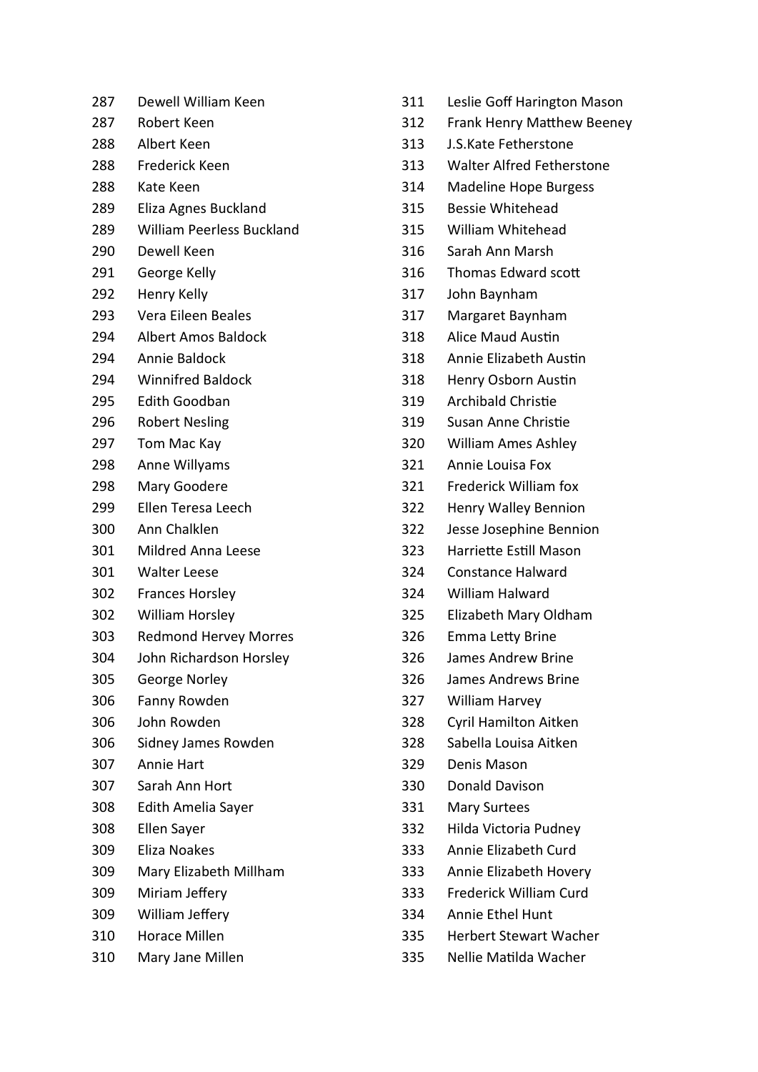287 Dewell William Keen
287 Robert Keen
288 Albert Keen
288 Frederick Keen
288 Kate Keen
289 Eliza Agnes Buckland
289 William Peerless Buckland
290 Dewell Keen
291 George Kelly
292 Henry Kelly
293 Vera Eileen Beales
294 Albert Amos Baldock
294 Annie Baldock
294 Winnifred Baldock
295 Edith Goodban
296 Robert Nesling
297 Tom Mac Kay
298 Anne Willyams
298 Mary Goodere
299 Ellen Teresa Leech
300 Ann Chalklen
301 Mildred Anna Leese
301 Walter Leese
302 Frances Horsley
302 William Horsley
303 Redmond Hervey Morres
304 John Richardson Horsley
305 George Norley
306 Fanny Rowden
306 John Rowden
306 Sidney James Rowden
307 Annie Hart
307 Sarah Ann Hort
308 Edith Amelia Sayer
308 Ellen Sayer
309 Eliza Noakes
309 Mary Elizabeth Millham
309 Miriam Jeffery
309 William Jeffery
310 Horace Millen
310 Mary Jane Millen
311 Leslie Goff Harington Mason
312 Frank Henry Matthew Beeney
313 J.S.Kate Fetherstone
313 Walter Alfred Fetherstone
314 Madeline Hope Burgess
315 Bessie Whitehead
315 William Whitehead
316 Sarah Ann Marsh
316 Thomas Edward scott
317 John Baynham
317 Margaret Baynham
318 Alice Maud Austin
318 Annie Elizabeth Austin
318 Henry Osborn Austin
319 Archibald Christie
319 Susan Anne Christie
320 William Ames Ashley
321 Annie Louisa Fox
321 Frederick William fox
322 Henry Walley Bennion
322 Jesse Josephine Bennion
323 Harriette Estill Mason
324 Constance Halward
324 William Halward
325 Elizabeth Mary Oldham
326 Emma Letty Brine
326 James Andrew Brine
326 James Andrews Brine
327 William Harvey
328 Cyril Hamilton Aitken
328 Sabella Louisa Aitken
329 Denis Mason
330 Donald Davison
331 Mary Surtees
332 Hilda Victoria Pudney
333 Annie Elizabeth Curd
333 Annie Elizabeth Hovery
333 Frederick William Curd
334 Annie Ethel Hunt
335 Herbert Stewart Wacher
335 Nellie Matilda Wacher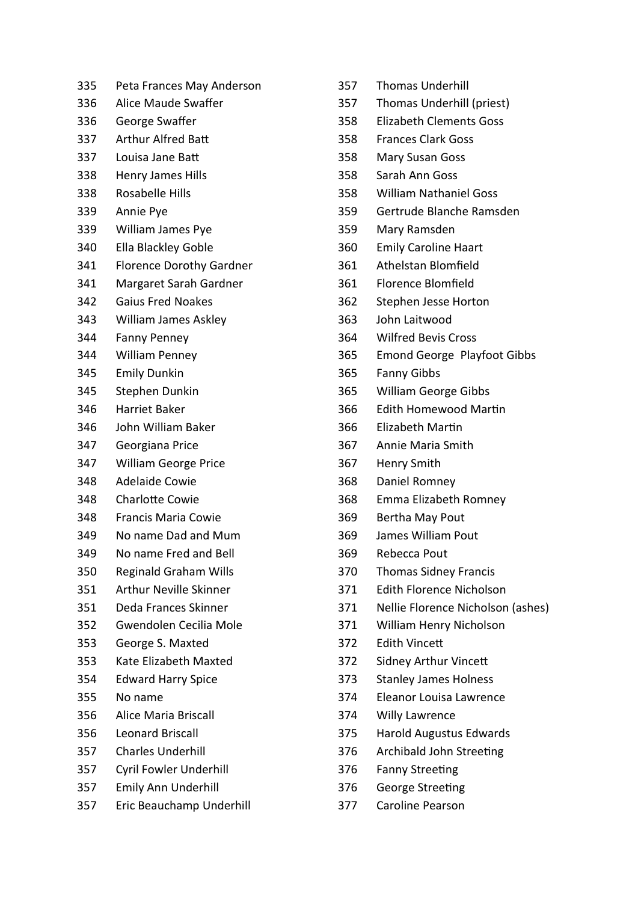| | |
|---|---|
| 335 | Peta Frances May Anderson |
| 336 | Alice Maude Swaffer |
| 336 | George Swaffer |
| 337 | Arthur Alfred Batt |
| 337 | Louisa Jane Batt |
| 338 | Henry James Hills |
| 338 | Rosabelle Hills |
| 339 | Annie Pye |
| 339 | William James Pye |
| 340 | Ella Blackley Goble |
| 341 | Florence Dorothy Gardner |
| 341 | Margaret Sarah Gardner |
| 342 | Gaius Fred Noakes |
| 343 | William James Askley |
| 344 | Fanny Penney |
| 344 | William Penney |
| 345 | Emily Dunkin |
| 345 | Stephen Dunkin |
| 346 | Harriet Baker |
| 346 | John William Baker |
| 347 | Georgiana Price |
| 347 | William George Price |
| 348 | Adelaide Cowie |
| 348 | Charlotte Cowie |
| 348 | Francis Maria Cowie |
| 349 | No name Dad and Mum |
| 349 | No name Fred and Bell |
| 350 | Reginald Graham Wills |
| 351 | Arthur Neville Skinner |
| 351 | Deda Frances Skinner |
| 352 | Gwendolen Cecilia Mole |
| 353 | George S. Maxted |
| 353 | Kate Elizabeth Maxted |
| 354 | Edward Harry Spice |
| 355 | No name |
| 356 | Alice Maria Briscall |
| 356 | Leonard Briscall |
| 357 | Charles Underhill |
| 357 | Cyril Fowler Underhill |
| 357 | Emily Ann Underhill |
| 357 | Eric Beauchamp Underhill |
| 357 | Thomas Underhill |
| 357 | Thomas Underhill (priest) |
| 358 | Elizabeth Clements Goss |
| 358 | Frances Clark Goss |
| 358 | Mary Susan Goss |
| 358 | Sarah Ann Goss |
| 358 | William Nathaniel Goss |
| 359 | Gertrude Blanche Ramsden |
| 359 | Mary Ramsden |
| 360 | Emily Caroline Haart |
| 361 | Athelstan Blomfield |
| 361 | Florence Blomfield |
| 362 | Stephen Jesse Horton |
| 363 | John Laitwood |
| 364 | Wilfred Bevis Cross |
| 365 | Emond George Playfoot Gibbs |
| 365 | Fanny Gibbs |
| 365 | William George Gibbs |
| 366 | Edith Homewood Martin |
| 366 | Elizabeth Martin |
| 367 | Annie Maria Smith |
| 367 | Henry Smith |
| 368 | Daniel Romney |
| 368 | Emma Elizabeth Romney |
| 369 | Bertha May Pout |
| 369 | James William Pout |
| 369 | Rebecca Pout |
| 370 | Thomas Sidney Francis |
| 371 | Edith Florence Nicholson |
| 371 | Nellie Florence Nicholson (ashes) |
| 371 | William Henry Nicholson |
| 372 | Edith Vincett |
| 372 | Sidney Arthur Vincett |
| 373 | Stanley James Holness |
| 374 | Eleanor Louisa Lawrence |
| 374 | Willy Lawrence |
| 375 | Harold Augustus Edwards |
| 376 | Archibald John Streeting |
| 376 | Fanny Streeting |
| 376 | George Streeting |
| 377 | Caroline Pearson |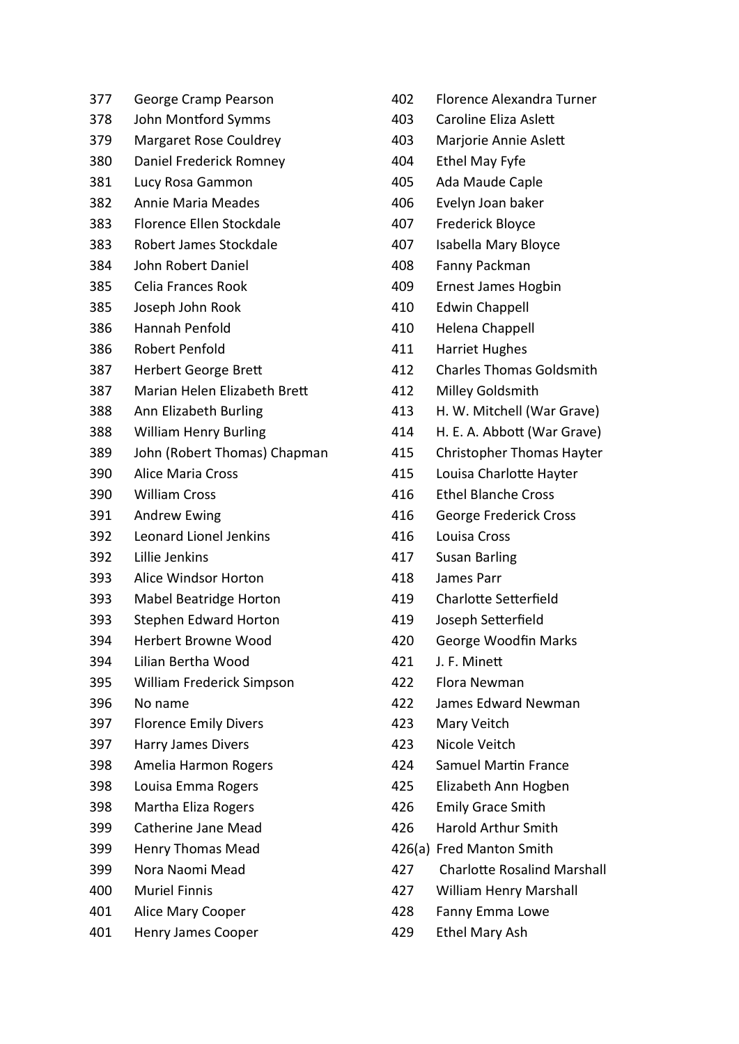| | |
|---|---|
| 377 | George Cramp Pearson |
| 378 | John Montford Symms |
| 379 | Margaret Rose Couldrey |
| 380 | Daniel Frederick Romney |
| 381 | Lucy Rosa Gammon |
| 382 | Annie Maria Meades |
| 383 | Florence Ellen Stockdale |
| 383 | Robert James Stockdale |
| 384 | John Robert Daniel |
| 385 | Celia Frances Rook |
| 385 | Joseph John Rook |
| 386 | Hannah Penfold |
| 386 | Robert Penfold |
| 387 | Herbert George Brett |
| 387 | Marian Helen Elizabeth Brett |
| 388 | Ann Elizabeth Burling |
| 388 | William Henry Burling |
| 389 | John (Robert Thomas) Chapman |
| 390 | Alice Maria Cross |
| 390 | William Cross |
| 391 | Andrew Ewing |
| 392 | Leonard Lionel Jenkins |
| 392 | Lillie Jenkins |
| 393 | Alice Windsor Horton |
| 393 | Mabel Beatridge Horton |
| 393 | Stephen Edward Horton |
| 394 | Herbert Browne Wood |
| 394 | Lilian Bertha Wood |
| 395 | William Frederick Simpson |
| 396 | No name |
| 397 | Florence Emily Divers |
| 397 | Harry James Divers |
| 398 | Amelia Harmon Rogers |
| 398 | Louisa Emma Rogers |
| 398 | Martha Eliza Rogers |
| 399 | Catherine Jane Mead |
| 399 | Henry Thomas Mead |
| 399 | Nora Naomi Mead |
| 400 | Muriel Finnis |
| 401 | Alice Mary Cooper |
| 401 | Henry James Cooper |
| 402 | Florence Alexandra Turner |
| 403 | Caroline Eliza Aslett |
| 403 | Marjorie Annie Aslett |
| 404 | Ethel May Fyfe |
| 405 | Ada Maude Caple |
| 406 | Evelyn Joan baker |
| 407 | Frederick Bloyce |
| 407 | Isabella Mary Bloyce |
| 408 | Fanny Packman |
| 409 | Ernest James Hogbin |
| 410 | Edwin Chappell |
| 410 | Helena Chappell |
| 411 | Harriet Hughes |
| 412 | Charles Thomas Goldsmith |
| 412 | Milley Goldsmith |
| 413 | H. W. Mitchell (War Grave) |
| 414 | H. E. A. Abbott (War Grave) |
| 415 | Christopher Thomas Hayter |
| 415 | Louisa Charlotte Hayter |
| 416 | Ethel Blanche Cross |
| 416 | George Frederick Cross |
| 416 | Louisa Cross |
| 417 | Susan Barling |
| 418 | James Parr |
| 419 | Charlotte Setterfield |
| 419 | Joseph Setterfield |
| 420 | George Woodfin Marks |
| 421 | J. F. Minett |
| 422 | Flora Newman |
| 422 | James Edward Newman |
| 423 | Mary Veitch |
| 423 | Nicole Veitch |
| 424 | Samuel Martin France |
| 425 | Elizabeth Ann Hogben |
| 426 | Emily Grace Smith |
| 426 | Harold Arthur Smith |
| 426(a) | Fred Manton Smith |
| 427 | Charlotte Rosalind Marshall |
| 427 | William Henry Marshall |
| 428 | Fanny Emma Lowe |
| 429 | Ethel Mary Ash |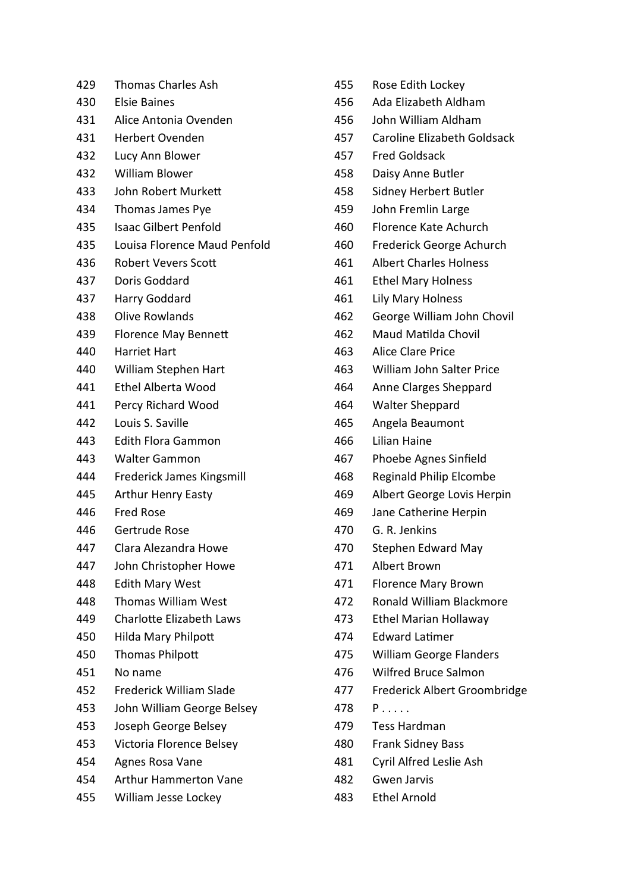429 Thomas Charles Ash
430 Elsie Baines
431 Alice Antonia Ovenden
431 Herbert Ovenden
432 Lucy Ann Blower
432 William Blower
433 John Robert Murkett
434 Thomas James Pye
435 Isaac Gilbert Penfold
435 Louisa Florence Maud Penfold
436 Robert Vevers Scott
437 Doris Goddard
437 Harry Goddard
438 Olive Rowlands
439 Florence May Bennett
440 Harriet Hart
440 William Stephen Hart
441 Ethel Alberta Wood
441 Percy Richard Wood
442 Louis S. Saville
443 Edith Flora Gammon
443 Walter Gammon
444 Frederick James Kingsmill
445 Arthur Henry Easty
446 Fred Rose
446 Gertrude Rose
447 Clara Alezandra Howe
447 John Christopher Howe
448 Edith Mary West
448 Thomas William West
449 Charlotte Elizabeth Laws
450 Hilda Mary Philpott
450 Thomas Philpott
451 No name
452 Frederick William Slade
453 John William George Belsey
453 Joseph George Belsey
453 Victoria Florence Belsey
454 Agnes Rosa Vane
454 Arthur Hammerton Vane
455 William Jesse Lockey
455 Rose Edith Lockey
456 Ada Elizabeth Aldham
456 John William Aldham
457 Caroline Elizabeth Goldsack
457 Fred Goldsack
458 Daisy Anne Butler
458 Sidney Herbert Butler
459 John Fremlin Large
460 Florence Kate Achurch
460 Frederick George Achurch
461 Albert Charles Holness
461 Ethel Mary Holness
461 Lily Mary Holness
462 George William John Chovil
462 Maud Matilda Chovil
463 Alice Clare Price
463 William John Salter Price
464 Anne Clarges Sheppard
464 Walter Sheppard
465 Angela Beaumont
466 Lilian Haine
467 Phoebe Agnes Sinfield
468 Reginald Philip Elcombe
469 Albert George Lovis Herpin
469 Jane Catherine Herpin
470 G. R. Jenkins
470 Stephen Edward May
471 Albert Brown
471 Florence Mary Brown
472 Ronald William Blackmore
473 Ethel Marian Hollaway
474 Edward Latimer
475 William George Flanders
476 Wilfred Bruce Salmon
477 Frederick Albert Groombridge
478 P . . . . .
479 Tess Hardman
480 Frank Sidney Bass
481 Cyril Alfred Leslie Ash
482 Gwen Jarvis
483 Ethel Arnold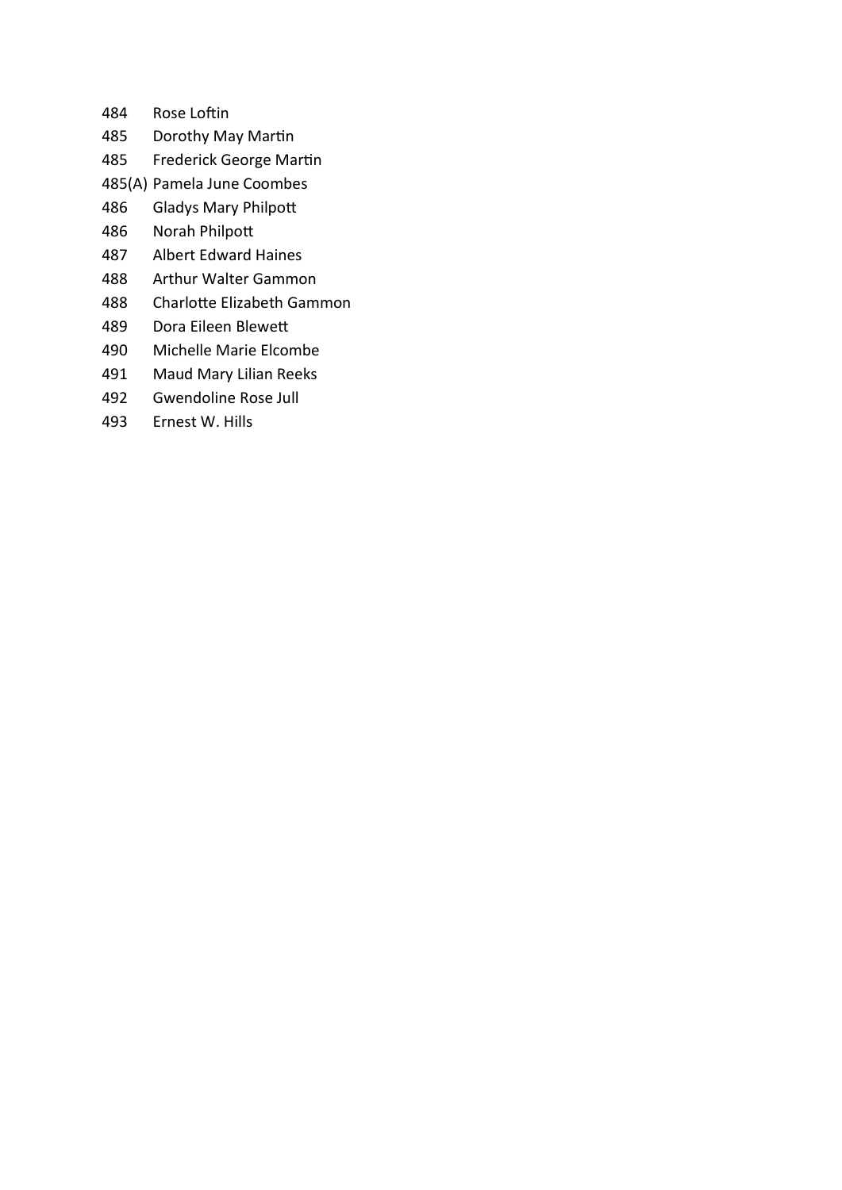484 Rose Loftin

485 Dorothy May Martin

485 Frederick George Martin

485(A) Pamela June Coombes

486 Gladys Mary Philpott

486 Norah Philpott

487 Albert Edward Haines

488 Arthur Walter Gammon

488 Charlotte Elizabeth Gammon

489 Dora Eileen Blewett

490 Michelle Marie Elcombe

491 Maud Mary Lilian Reeks

492 Gwendoline Rose Jull

493 Ernest W. Hills